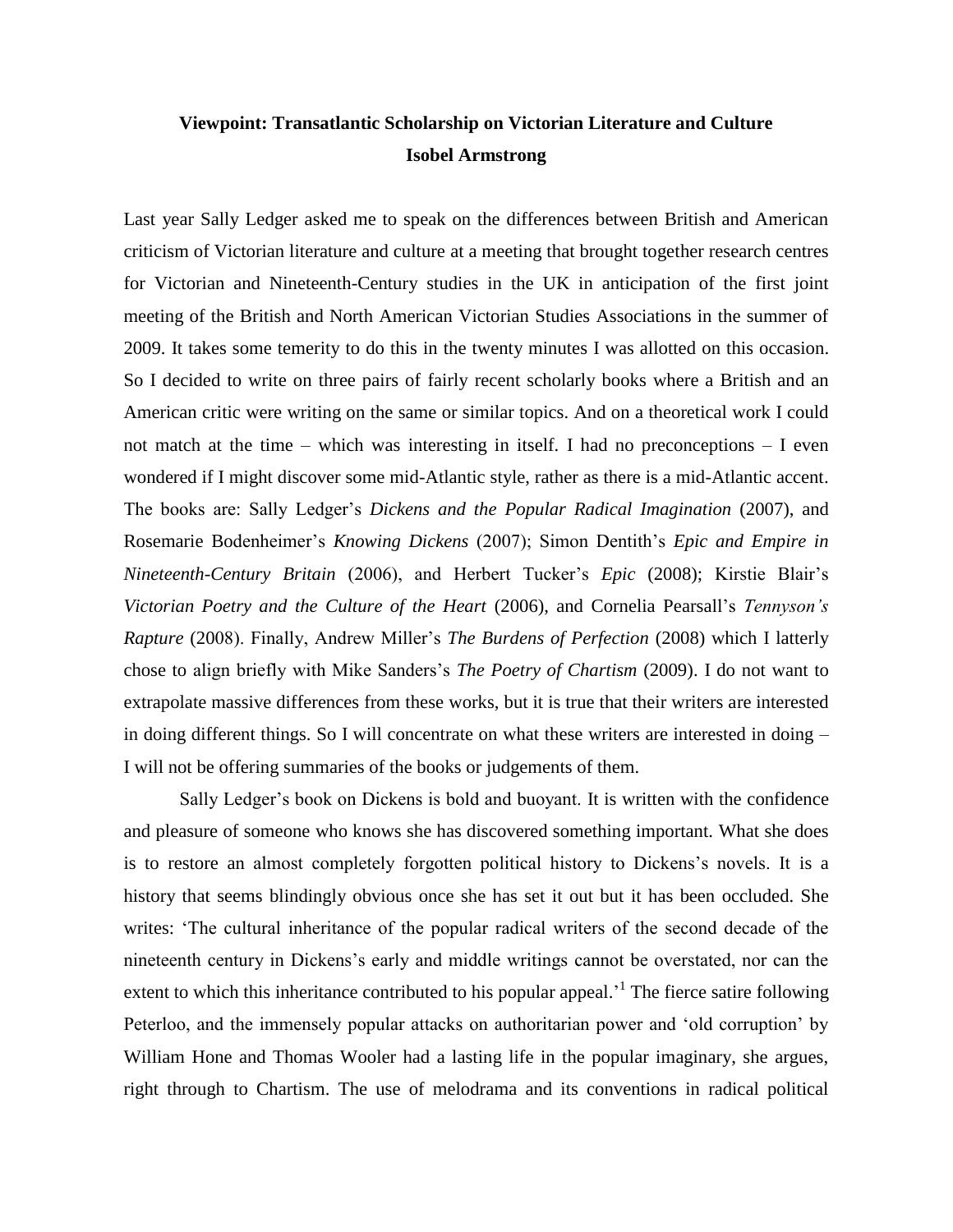# Viewpoint: Transatlantic Scholarship on Victorian Literature and Culture

**Isobel Armstrong**

Last year Sally Ledger asked me to speak on the differences between British and American criticism of Victorian literature and culture at a meeting that brought together research centres for Victorian and Nineteenth-Century studies in the UK in anticipation of the first joint meeting of the British and North American Victorian Studies Associations in the summer of 2009. It takes some temerity to do this in the twenty minutes I was allotted on this occasion. So I decided to write on three pairs of fairly recent scholarly books where a British and an American critic were writing on the same or similar topics. And on a theoretical work I could not match at the time – which was interesting in itself. I had no preconceptions – I even wondered if I might discover some mid-Atlantic style, rather as there is a mid-Atlantic accent. The books are: Sally Ledger's *Dickens and the Popular Radical Imagination* (2007), and Rosemarie Bodenheimer's *Knowing Dickens* (2007); Simon Dentith's *Epic and Empire in Nineteenth-Century Britain* (2006), and Herbert Tucker's *Epic* (2008); Kirstie Blair's *Victorian Poetry and the Culture of the Heart* (2006), and Cornelia Pearsall's *Tennyson's Rapture* (2008). Finally, Andrew Miller's *The Burdens of Perfection* (2008) which I latterly chose to align briefly with Mike Sanders's *The Poetry of Chartism* (2009). I do not want to extrapolate massive differences from these works, but it is true that their writers are interested in doing different things. So I will concentrate on what these writers are interested in doing – I will not be offering summaries of the books or judgements of them.

Sally Ledger's book on Dickens is bold and buoyant. It is written with the confidence and pleasure of someone who knows she has discovered something important. What she does is to restore an almost completely forgotten political history to Dickens's novels. It is a history that seems blindingly obvious once she has set it out but it has been occluded. She writes: 'The cultural inheritance of the popular radical writers of the second decade of the nineteenth century in Dickens's early and middle writings cannot be overstated, nor can the extent to which this inheritance contributed to his popular appeal.'[1] The fierce satire following Peterloo, and the immensely popular attacks on authoritarian power and 'old corruption' by William Hone and Thomas Wooler had a lasting life in the popular imaginary, she argues, right through to Chartism. The use of melodrama and its conventions in radical political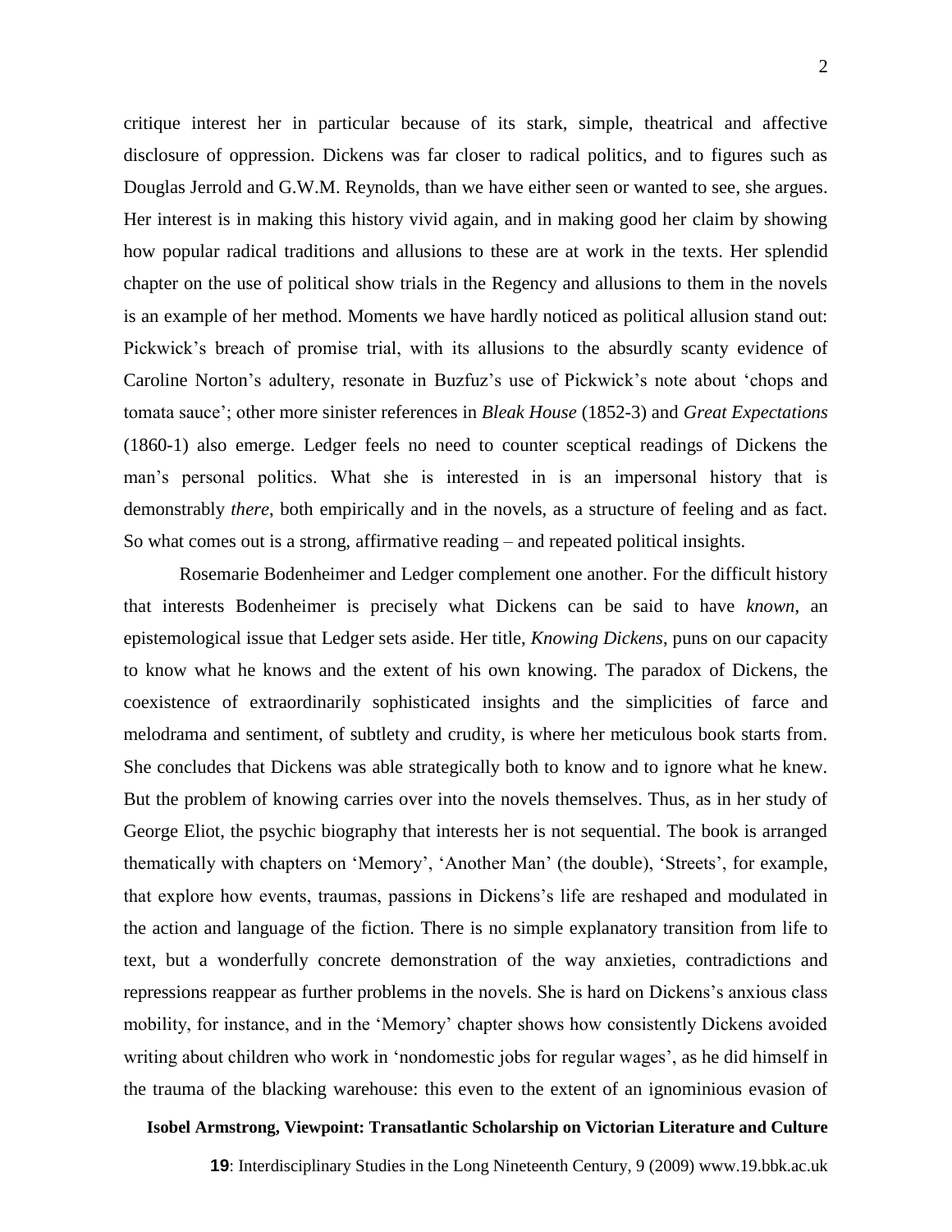critique interest her in particular because of its stark, simple, theatrical and affective disclosure of oppression. Dickens was far closer to radical politics, and to figures such as Douglas Jerrold and G.W.M. Reynolds, than we have either seen or wanted to see, she argues. Her interest is in making this history vivid again, and in making good her claim by showing how popular radical traditions and allusions to these are at work in the texts. Her splendid chapter on the use of political show trials in the Regency and allusions to them in the novels is an example of her method. Moments we have hardly noticed as political allusion stand out: Pickwick's breach of promise trial, with its allusions to the absurdly scanty evidence of Caroline Norton's adultery, resonate in Buzfuz's use of Pickwick's note about 'chops and tomata sauce'; other more sinister references in *Bleak House* (1852-3) and *Great Expectations* (1860-1) also emerge. Ledger feels no need to counter sceptical readings of Dickens the man's personal politics. What she is interested in is an impersonal history that is demonstrably *there*, both empirically and in the novels, as a structure of feeling and as fact. So what comes out is a strong, affirmative reading – and repeated political insights.

Rosemarie Bodenheimer and Ledger complement one another. For the difficult history that interests Bodenheimer is precisely what Dickens can be said to have *known*, an epistemological issue that Ledger sets aside. Her title, *Knowing Dickens*, puns on our capacity to know what he knows and the extent of his own knowing. The paradox of Dickens, the coexistence of extraordinarily sophisticated insights and the simplicities of farce and melodrama and sentiment, of subtlety and crudity, is where her meticulous book starts from. She concludes that Dickens was able strategically both to know and to ignore what he knew. But the problem of knowing carries over into the novels themselves. Thus, as in her study of George Eliot, the psychic biography that interests her is not sequential. The book is arranged thematically with chapters on 'Memory', 'Another Man' (the double), 'Streets', for example, that explore how events, traumas, passions in Dickens's life are reshaped and modulated in the action and language of the fiction. There is no simple explanatory transition from life to text, but a wonderfully concrete demonstration of the way anxieties, contradictions and repressions reappear as further problems in the novels. She is hard on Dickens's anxious class mobility, for instance, and in the 'Memory' chapter shows how consistently Dickens avoided writing about children who work in 'nondomestic jobs for regular wages', as he did himself in the trauma of the blacking warehouse: this even to the extent of an ignominious evasion of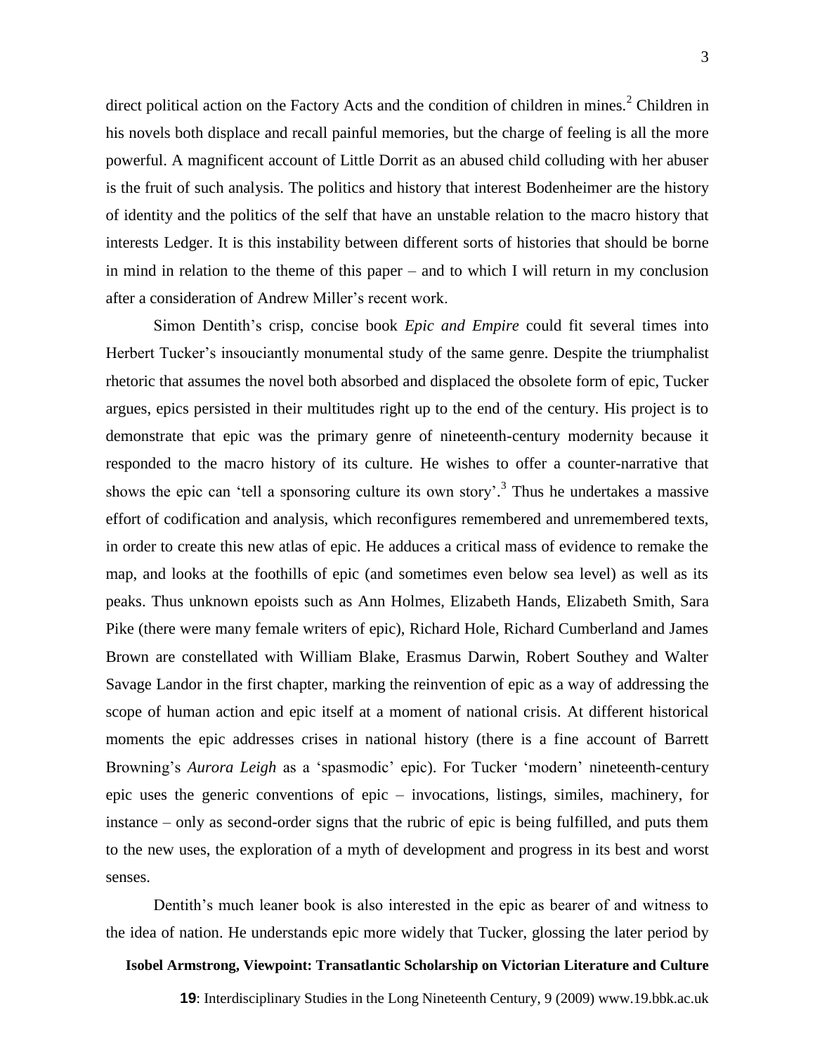direct political action on the Factory Acts and the condition of children in mines.[2] Children in his novels both displace and recall painful memories, but the charge of feeling is all the more powerful. A magnificent account of Little Dorrit as an abused child colluding with her abuser is the fruit of such analysis. The politics and history that interest Bodenheimer are the history of identity and the politics of the self that have an unstable relation to the macro history that interests Ledger. It is this instability between different sorts of histories that should be borne in mind in relation to the theme of this paper – and to which I will return in my conclusion after a consideration of Andrew Miller's recent work.

Simon Dentith's crisp, concise book *Epic and Empire* could fit several times into Herbert Tucker's insouciantly monumental study of the same genre. Despite the triumphalist rhetoric that assumes the novel both absorbed and displaced the obsolete form of epic, Tucker argues, epics persisted in their multitudes right up to the end of the century. His project is to demonstrate that epic was the primary genre of nineteenth-century modernity because it responded to the macro history of its culture. He wishes to offer a counter-narrative that shows the epic can 'tell a sponsoring culture its own story'.[3] Thus he undertakes a massive effort of codification and analysis, which reconfigures remembered and unremembered texts, in order to create this new atlas of epic. He adduces a critical mass of evidence to remake the map, and looks at the foothills of epic (and sometimes even below sea level) as well as its peaks. Thus unknown epoists such as Ann Holmes, Elizabeth Hands, Elizabeth Smith, Sara Pike (there were many female writers of epic), Richard Hole, Richard Cumberland and James Brown are constellated with William Blake, Erasmus Darwin, Robert Southey and Walter Savage Landor in the first chapter, marking the reinvention of epic as a way of addressing the scope of human action and epic itself at a moment of national crisis. At different historical moments the epic addresses crises in national history (there is a fine account of Barrett Browning's *Aurora Leigh* as a 'spasmodic' epic). For Tucker 'modern' nineteenth-century epic uses the generic conventions of epic – invocations, listings, similes, machinery, for instance – only as second-order signs that the rubric of epic is being fulfilled, and puts them to the new uses, the exploration of a myth of development and progress in its best and worst senses.

Dentith's much leaner book is also interested in the epic as bearer of and witness to the idea of nation. He understands epic more widely that Tucker, glossing the later period by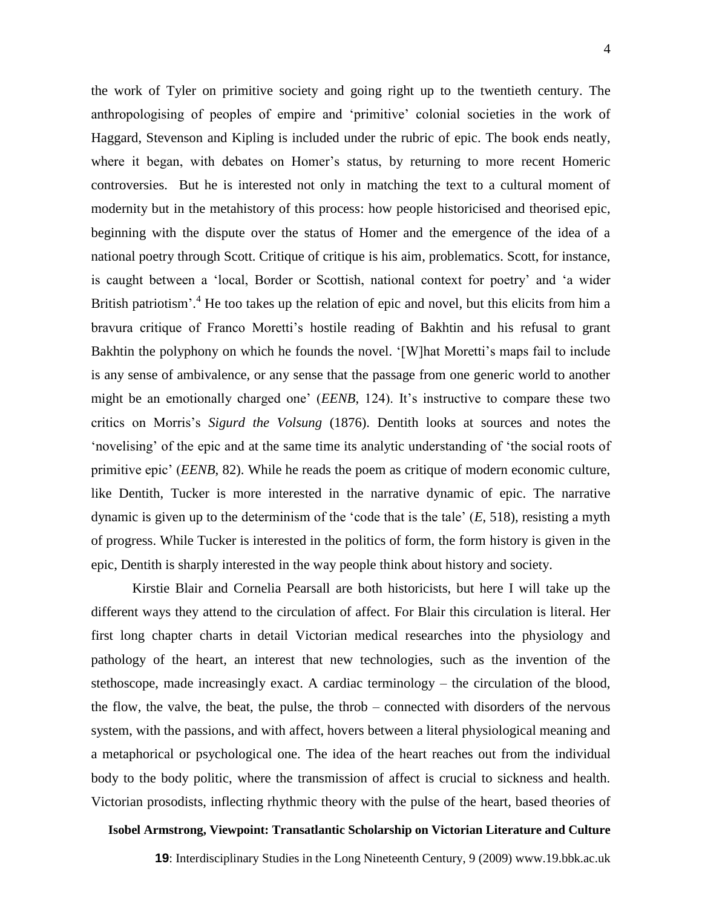the work of Tyler on primitive society and going right up to the twentieth century. The anthropologising of peoples of empire and 'primitive' colonial societies in the work of Haggard, Stevenson and Kipling is included under the rubric of epic. The book ends neatly, where it began, with debates on Homer's status, by returning to more recent Homeric controversies. But he is interested not only in matching the text to a cultural moment of modernity but in the metahistory of this process: how people historicised and theorised epic, beginning with the dispute over the status of Homer and the emergence of the idea of a national poetry through Scott. Critique of critique is his aim, problematics. Scott, for instance, is caught between a 'local, Border or Scottish, national context for poetry' and 'a wider British patriotism'.[4] He too takes up the relation of epic and novel, but this elicits from him a bravura critique of Franco Moretti's hostile reading of Bakhtin and his refusal to grant Bakhtin the polyphony on which he founds the novel. '[W]hat Moretti's maps fail to include is any sense of ambivalence, or any sense that the passage from one generic world to another might be an emotionally charged one' (*EENB*, 124). It's instructive to compare these two critics on Morris's *Sigurd the Volsung* (1876). Dentith looks at sources and notes the 'novelising' of the epic and at the same time its analytic understanding of 'the social roots of primitive epic' (*EENB*, 82). While he reads the poem as critique of modern economic culture, like Dentith, Tucker is more interested in the narrative dynamic of epic. The narrative dynamic is given up to the determinism of the 'code that is the tale' (*E*, 518), resisting a myth of progress. While Tucker is interested in the politics of form, the form history is given in the epic, Dentith is sharply interested in the way people think about history and society.

Kirstie Blair and Cornelia Pearsall are both historicists, but here I will take up the different ways they attend to the circulation of affect. For Blair this circulation is literal. Her first long chapter charts in detail Victorian medical researches into the physiology and pathology of the heart, an interest that new technologies, such as the invention of the stethoscope, made increasingly exact. A cardiac terminology – the circulation of the blood, the flow, the valve, the beat, the pulse, the throb – connected with disorders of the nervous system, with the passions, and with affect, hovers between a literal physiological meaning and a metaphorical or psychological one. The idea of the heart reaches out from the individual body to the body politic, where the transmission of affect is crucial to sickness and health. Victorian prosodists, inflecting rhythmic theory with the pulse of the heart, based theories of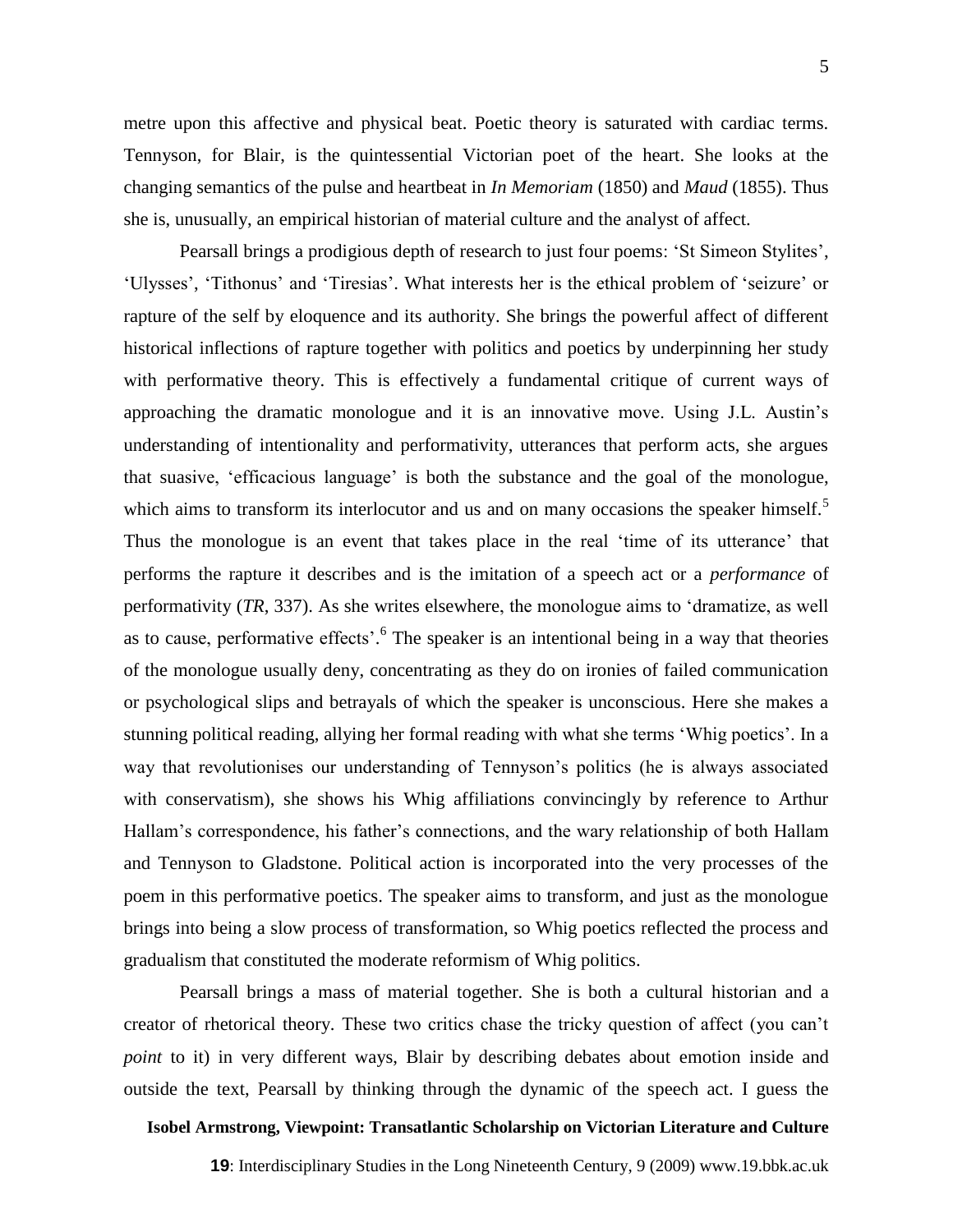metre upon this affective and physical beat. Poetic theory is saturated with cardiac terms. Tennyson, for Blair, is the quintessential Victorian poet of the heart. She looks at the changing semantics of the pulse and heartbeat in *In Memoriam* (1850) and *Maud* (1855). Thus she is, unusually, an empirical historian of material culture and the analyst of affect.

Pearsall brings a prodigious depth of research to just four poems: 'St Simeon Stylites', 'Ulysses', 'Tithonus' and 'Tiresias'. What interests her is the ethical problem of 'seizure' or rapture of the self by eloquence and its authority. She brings the powerful affect of different historical inflections of rapture together with politics and poetics by underpinning her study with performative theory. This is effectively a fundamental critique of current ways of approaching the dramatic monologue and it is an innovative move. Using J.L. Austin's understanding of intentionality and performativity, utterances that perform acts, she argues that suasive, 'efficacious language' is both the substance and the goal of the monologue, which aims to transform its interlocutor and us and on many occasions the speaker himself.[5] Thus the monologue is an event that takes place in the real 'time of its utterance' that performs the rapture it describes and is the imitation of a speech act or a *performance* of performativity (*TR*, 337). As she writes elsewhere, the monologue aims to 'dramatize, as well as to cause, performative effects'.[6] The speaker is an intentional being in a way that theories of the monologue usually deny, concentrating as they do on ironies of failed communication or psychological slips and betrayals of which the speaker is unconscious. Here she makes a stunning political reading, allying her formal reading with what she terms 'Whig poetics'. In a way that revolutionises our understanding of Tennyson's politics (he is always associated with conservatism), she shows his Whig affiliations convincingly by reference to Arthur Hallam's correspondence, his father's connections, and the wary relationship of both Hallam and Tennyson to Gladstone. Political action is incorporated into the very processes of the poem in this performative poetics. The speaker aims to transform, and just as the monologue brings into being a slow process of transformation, so Whig poetics reflected the process and gradualism that constituted the moderate reformism of Whig politics.

Pearsall brings a mass of material together. She is both a cultural historian and a creator of rhetorical theory. These two critics chase the tricky question of affect (you can't *point* to it) in very different ways, Blair by describing debates about emotion inside and outside the text, Pearsall by thinking through the dynamic of the speech act. I guess the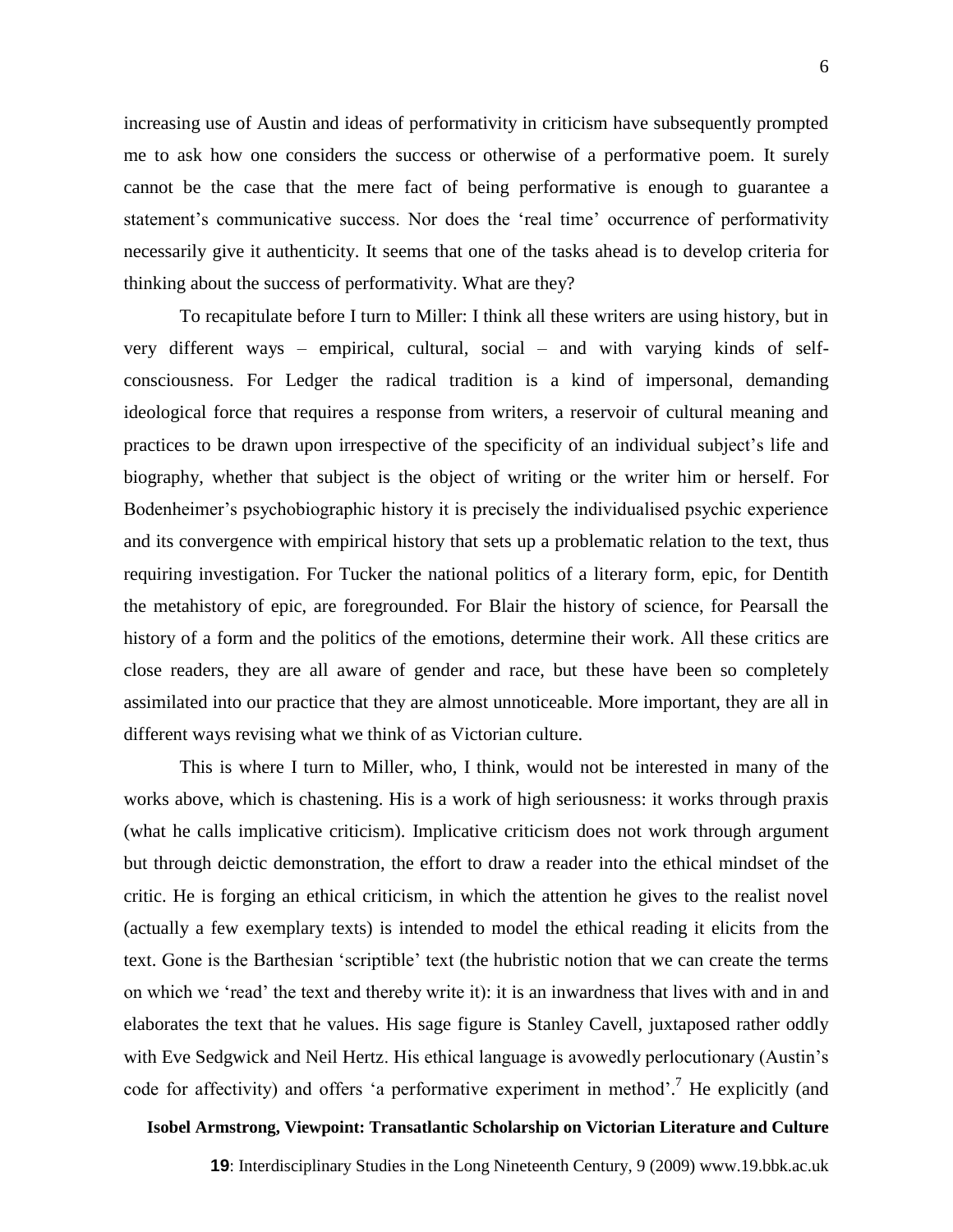increasing use of Austin and ideas of performativity in criticism have subsequently prompted me to ask how one considers the success or otherwise of a performative poem. It surely cannot be the case that the mere fact of being performative is enough to guarantee a statement's communicative success. Nor does the 'real time' occurrence of performativity necessarily give it authenticity. It seems that one of the tasks ahead is to develop criteria for thinking about the success of performativity. What are they?

To recapitulate before I turn to Miller: I think all these writers are using history, but in very different ways – empirical, cultural, social – and with varying kinds of self-consciousness. For Ledger the radical tradition is a kind of impersonal, demanding ideological force that requires a response from writers, a reservoir of cultural meaning and practices to be drawn upon irrespective of the specificity of an individual subject's life and biography, whether that subject is the object of writing or the writer him or herself. For Bodenheimer's psychobiographic history it is precisely the individualised psychic experience and its convergence with empirical history that sets up a problematic relation to the text, thus requiring investigation. For Tucker the national politics of a literary form, epic, for Dentith the metahistory of epic, are foregrounded. For Blair the history of science, for Pearsall the history of a form and the politics of the emotions, determine their work. All these critics are close readers, they are all aware of gender and race, but these have been so completely assimilated into our practice that they are almost unnoticeable. More important, they are all in different ways revising what we think of as Victorian culture.

This is where I turn to Miller, who, I think, would not be interested in many of the works above, which is chastening. His is a work of high seriousness: it works through praxis (what he calls implicative criticism). Implicative criticism does not work through argument but through deictic demonstration, the effort to draw a reader into the ethical mindset of the critic. He is forging an ethical criticism, in which the attention he gives to the realist novel (actually a few exemplary texts) is intended to model the ethical reading it elicits from the text. Gone is the Barthesian 'scriptible' text (the hubristic notion that we can create the terms on which we 'read' the text and thereby write it): it is an inwardness that lives with and in and elaborates the text that he values. His sage figure is Stanley Cavell, juxtaposed rather oddly with Eve Sedgwick and Neil Hertz. His ethical language is avowedly perlocutionary (Austin's code for affectivity) and offers 'a performative experiment in method'.[7] He explicitly (and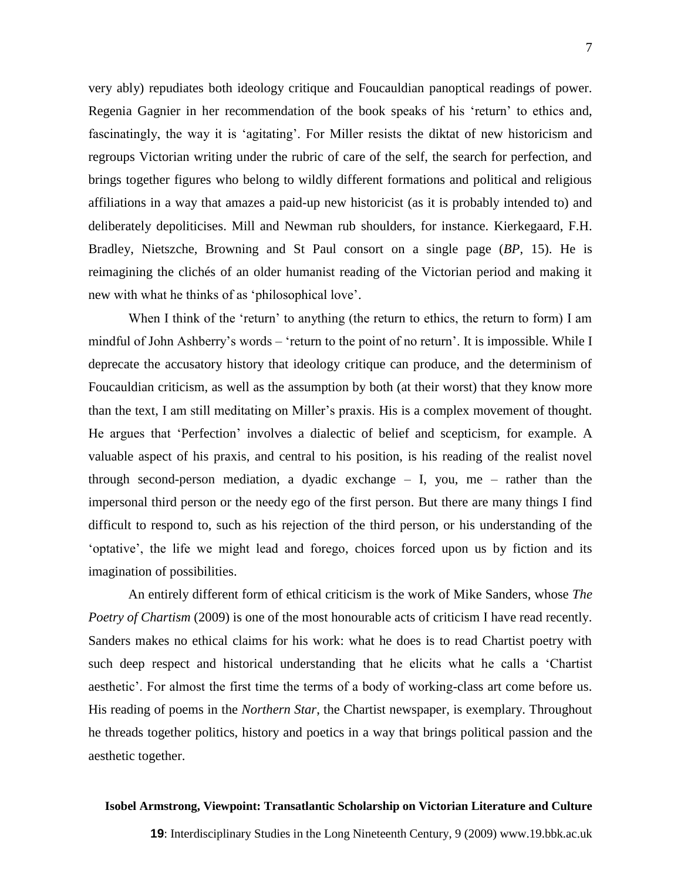very ably) repudiates both ideology critique and Foucauldian panoptical readings of power. Regenia Gagnier in her recommendation of the book speaks of his 'return' to ethics and, fascinatingly, the way it is 'agitating'. For Miller resists the diktat of new historicism and regroups Victorian writing under the rubric of care of the self, the search for perfection, and brings together figures who belong to wildly different formations and political and religious affiliations in a way that amazes a paid-up new historicist (as it is probably intended to) and deliberately depoliticises. Mill and Newman rub shoulders, for instance. Kierkegaard, F.H. Bradley, Nietszche, Browning and St Paul consort on a single page (*BP*, 15). He is reimagining the clichés of an older humanist reading of the Victorian period and making it new with what he thinks of as 'philosophical love'.

When I think of the 'return' to anything (the return to ethics, the return to form) I am mindful of John Ashberry's words – 'return to the point of no return'. It is impossible. While I deprecate the accusatory history that ideology critique can produce, and the determinism of Foucauldian criticism, as well as the assumption by both (at their worst) that they know more than the text, I am still meditating on Miller's praxis. His is a complex movement of thought. He argues that 'Perfection' involves a dialectic of belief and scepticism, for example. A valuable aspect of his praxis, and central to his position, is his reading of the realist novel through second-person mediation, a dyadic exchange – I, you, me – rather than the impersonal third person or the needy ego of the first person. But there are many things I find difficult to respond to, such as his rejection of the third person, or his understanding of the 'optative', the life we might lead and forego, choices forced upon us by fiction and its imagination of possibilities.

An entirely different form of ethical criticism is the work of Mike Sanders, whose *The Poetry of Chartism* (2009) is one of the most honourable acts of criticism I have read recently. Sanders makes no ethical claims for his work: what he does is to read Chartist poetry with such deep respect and historical understanding that he elicits what he calls a 'Chartist aesthetic'. For almost the first time the terms of a body of working-class art come before us. His reading of poems in the *Northern Star*, the Chartist newspaper, is exemplary. Throughout he threads together politics, history and poetics in a way that brings political passion and the aesthetic together.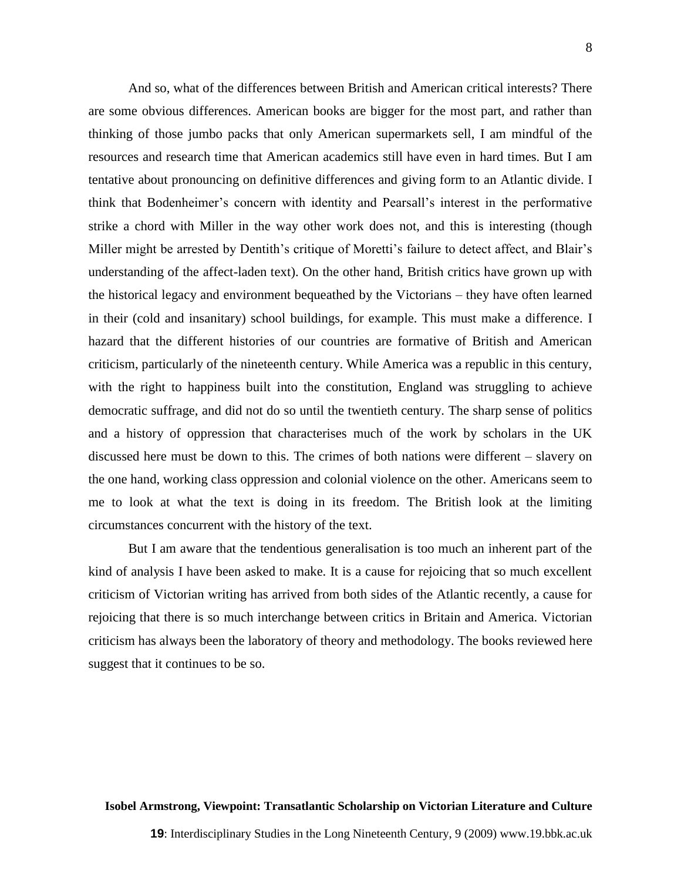And so, what of the differences between British and American critical interests? There are some obvious differences. American books are bigger for the most part, and rather than thinking of those jumbo packs that only American supermarkets sell, I am mindful of the resources and research time that American academics still have even in hard times. But I am tentative about pronouncing on definitive differences and giving form to an Atlantic divide. I think that Bodenheimer's concern with identity and Pearsall's interest in the performative strike a chord with Miller in the way other work does not, and this is interesting (though Miller might be arrested by Dentith's critique of Moretti's failure to detect affect, and Blair's understanding of the affect-laden text). On the other hand, British critics have grown up with the historical legacy and environment bequeathed by the Victorians – they have often learned in their (cold and insanitary) school buildings, for example. This must make a difference. I hazard that the different histories of our countries are formative of British and American criticism, particularly of the nineteenth century. While America was a republic in this century, with the right to happiness built into the constitution, England was struggling to achieve democratic suffrage, and did not do so until the twentieth century. The sharp sense of politics and a history of oppression that characterises much of the work by scholars in the UK discussed here must be down to this. The crimes of both nations were different – slavery on the one hand, working class oppression and colonial violence on the other. Americans seem to me to look at what the text is doing in its freedom. The British look at the limiting circumstances concurrent with the history of the text.

But I am aware that the tendentious generalisation is too much an inherent part of the kind of analysis I have been asked to make. It is a cause for rejoicing that so much excellent criticism of Victorian writing has arrived from both sides of the Atlantic recently, a cause for rejoicing that there is so much interchange between critics in Britain and America. Victorian criticism has always been the laboratory of theory and methodology. The books reviewed here suggest that it continues to be so.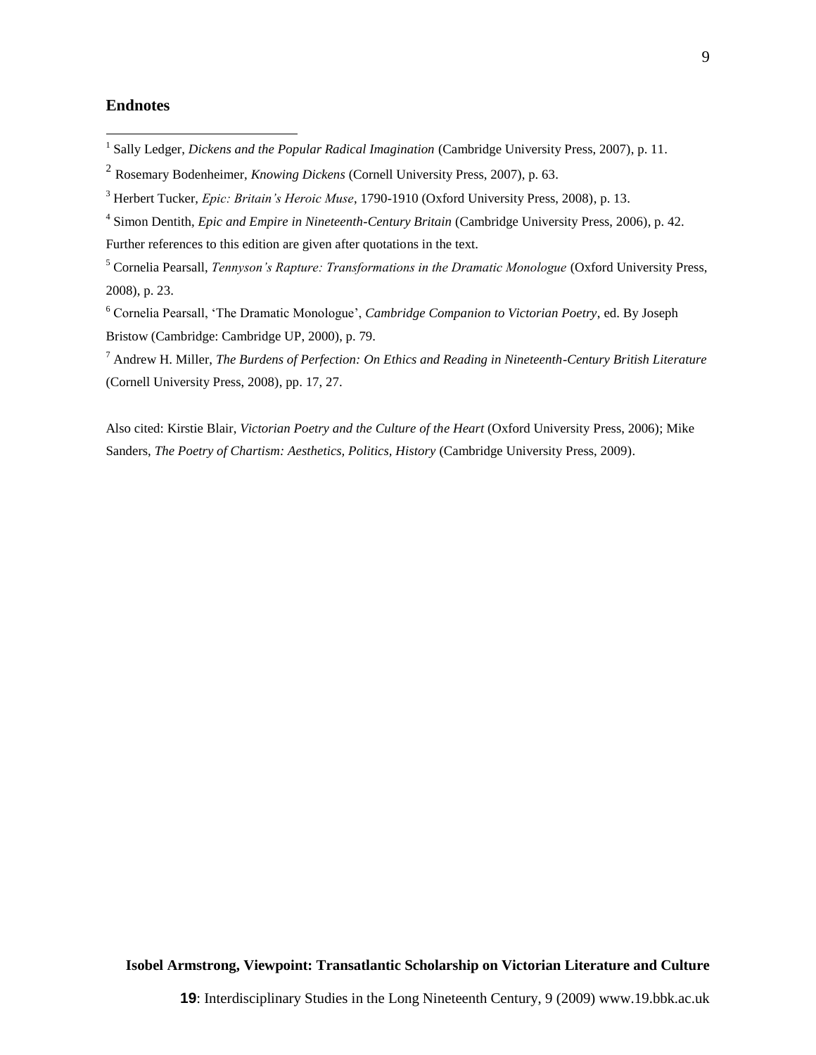## Endnotes

[1] Sally Ledger, *Dickens and the Popular Radical Imagination* (Cambridge University Press, 2007), p. 11.

[2] Rosemary Bodenheimer, *Knowing Dickens* (Cornell University Press, 2007), p. 63.

[3] Herbert Tucker, *Epic: Britain's Heroic Muse*, 1790-1910 (Oxford University Press, 2008), p. 13.

[4] Simon Dentith, *Epic and Empire in Nineteenth-Century Britain* (Cambridge University Press, 2006), p. 42. Further references to this edition are given after quotations in the text.

[5] Cornelia Pearsall, *Tennyson's Rapture: Transformations in the Dramatic Monologue* (Oxford University Press, 2008), p. 23.

[6] Cornelia Pearsall, 'The Dramatic Monologue', *Cambridge Companion to Victorian Poetry*, ed. By Joseph Bristow (Cambridge: Cambridge UP, 2000), p. 79.

[7] Andrew H. Miller, *The Burdens of Perfection: On Ethics and Reading in Nineteenth-Century British Literature* (Cornell University Press, 2008), pp. 17, 27.

Also cited: Kirstie Blair, *Victorian Poetry and the Culture of the Heart* (Oxford University Press, 2006); Mike Sanders, *The Poetry of Chartism: Aesthetics, Politics, History* (Cambridge University Press, 2009).